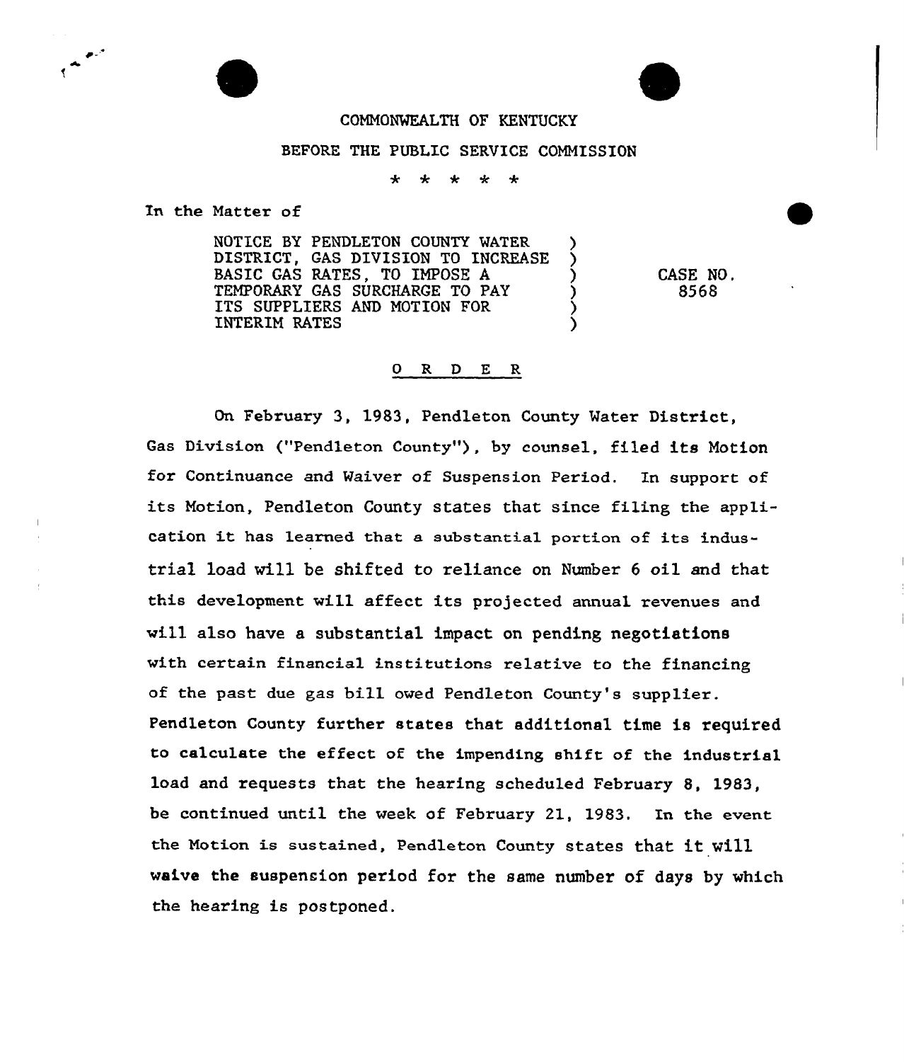COMMONWEALTH OF KENTUCKY

BEFORE THE PUBLIC SERVICE COMMISSION

\* \* \* \* \*

In the Matter of

| | |
|---|---|
| NOTICE BY PENDLETON COUNTY WATER DISTRICT, GAS DIVISION TO INCREASE BASIC GAS RATES, TO IMPOSE A TEMPORARY GAS SURCHARGE TO PAY ITS SUPPLIERS AND MOTION FOR INTERIM RATES | CASE NO. 8568 |

## O R D E R

On February 3, 1983, Pendleton County Water District, Gas Division ("Pendleton County"), by counsel, filed its Motion for Continuance and Waiver of Suspension Period. In support of its Motion, Pendleton County states that since filing the application it has learned that a substantial portion of its industrial load will be shifted to reliance on Number 6 oil and that this development will affect its projected annual revenues and will also have a substantial impact on pending negotiations with certain financial institutions relative to the financing of the past due gas bill owed Pendleton County's supplier. Pendleton County further states that additional time is required to calculate the effect of the impending shift of the industrial load and requests that the hearing scheduled February 8, 1983, be continued until the week of February 21, 1983. In the event the Motion is sustained, Pendleton County states that it will waive the suspension period for the same number of days by which the hearing is postponed.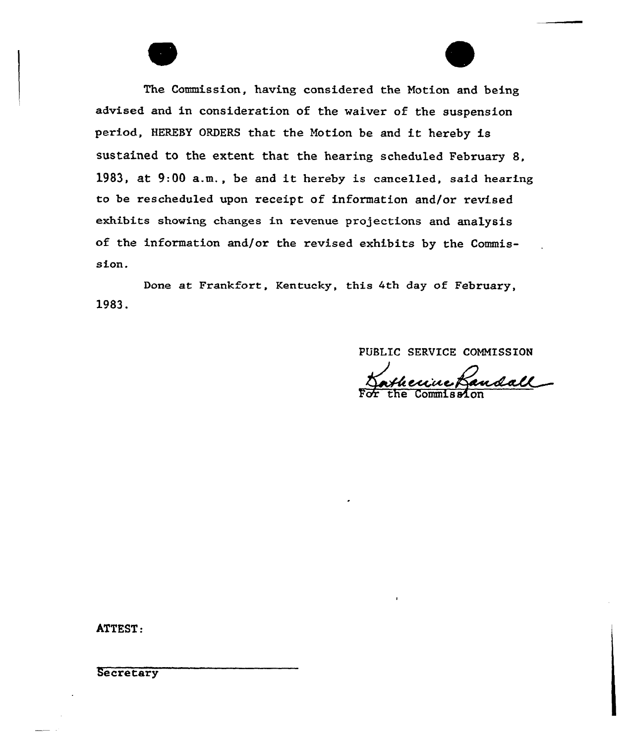The Commission, having considered the Motion and being advised and in consideration of the waiver of the suspension period, HEREBY ORDERS that the Motion be and it hereby is sustained to the extent that the hearing scheduled February 8, 1983, at 9:00 a.m., be and it hereby is cancelled, said hearing to be rescheduled upon receipt of information and/or revised exhibits showing changes in revenue projections and analysis of the information and/or the revised exhibits by the Commission.

Done at Frankfort, Kentucky, this 4th day of February, 1983.

PUBLIC SERVICE COMMISSION

Katherine Randall

For the Commission

ATTEST:

Secretary